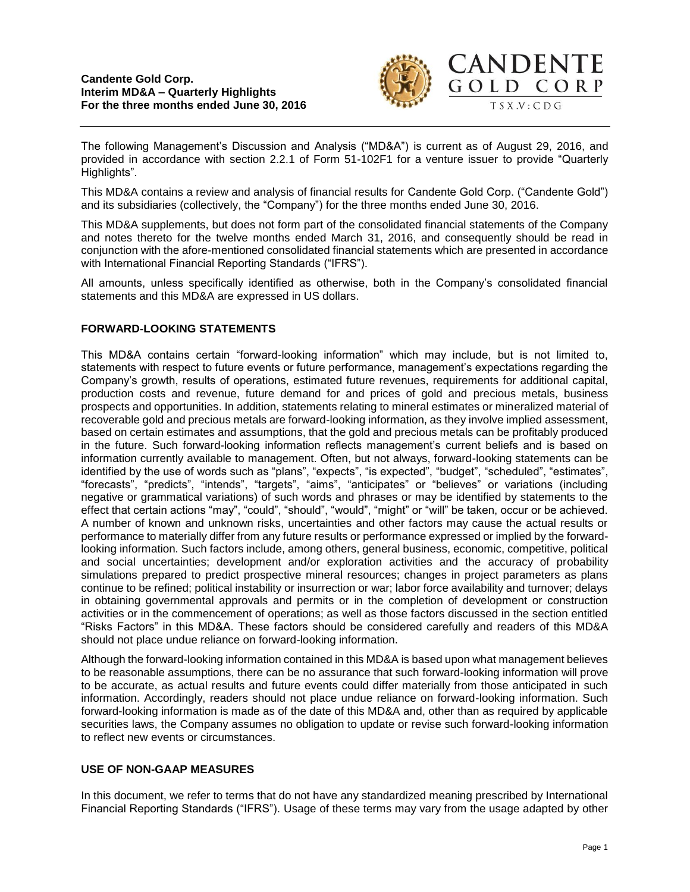**Candente Gold Corp.**
**Interim MD&A – Quarterly Highlights**
**For the three months ended June 30, 2016**

CANDENTE GOLD CORP
TSX.V:CDG

The following Management's Discussion and Analysis ("MD&A") is current as of August 29, 2016, and provided in accordance with section 2.2.1 of Form 51-102F1 for a venture issuer to provide "Quarterly Highlights".

This MD&A contains a review and analysis of financial results for Candente Gold Corp. ("Candente Gold") and its subsidiaries (collectively, the "Company") for the three months ended June 30, 2016.

This MD&A supplements, but does not form part of the consolidated financial statements of the Company and notes thereto for the twelve months ended March 31, 2016, and consequently should be read in conjunction with the afore-mentioned consolidated financial statements which are presented in accordance with International Financial Reporting Standards ("IFRS").

All amounts, unless specifically identified as otherwise, both in the Company's consolidated financial statements and this MD&A are expressed in US dollars.

## FORWARD-LOOKING STATEMENTS

This MD&A contains certain "forward-looking information" which may include, but is not limited to, statements with respect to future events or future performance, management's expectations regarding the Company's growth, results of operations, estimated future revenues, requirements for additional capital, production costs and revenue, future demand for and prices of gold and precious metals, business prospects and opportunities. In addition, statements relating to mineral estimates or mineralized material of recoverable gold and precious metals are forward-looking information, as they involve implied assessment, based on certain estimates and assumptions, that the gold and precious metals can be profitably produced in the future. Such forward-looking information reflects management's current beliefs and is based on information currently available to management. Often, but not always, forward-looking statements can be identified by the use of words such as "plans", "expects", "is expected", "budget", "scheduled", "estimates", "forecasts", "predicts", "intends", "targets", "aims", "anticipates" or "believes" or variations (including negative or grammatical variations) of such words and phrases or may be identified by statements to the effect that certain actions "may", "could", "should", "would", "might" or "will" be taken, occur or be achieved. A number of known and unknown risks, uncertainties and other factors may cause the actual results or performance to materially differ from any future results or performance expressed or implied by the forward-looking information. Such factors include, among others, general business, economic, competitive, political and social uncertainties; development and/or exploration activities and the accuracy of probability simulations prepared to predict prospective mineral resources; changes in project parameters as plans continue to be refined; political instability or insurrection or war; labor force availability and turnover; delays in obtaining governmental approvals and permits or in the completion of development or construction activities or in the commencement of operations; as well as those factors discussed in the section entitled "Risks Factors" in this MD&A. These factors should be considered carefully and readers of this MD&A should not place undue reliance on forward-looking information.

Although the forward-looking information contained in this MD&A is based upon what management believes to be reasonable assumptions, there can be no assurance that such forward-looking information will prove to be accurate, as actual results and future events could differ materially from those anticipated in such information. Accordingly, readers should not place undue reliance on forward-looking information. Such forward-looking information is made as of the date of this MD&A and, other than as required by applicable securities laws, the Company assumes no obligation to update or revise such forward-looking information to reflect new events or circumstances.

## USE OF NON-GAAP MEASURES

In this document, we refer to terms that do not have any standardized meaning prescribed by International Financial Reporting Standards ("IFRS"). Usage of these terms may vary from the usage adapted by other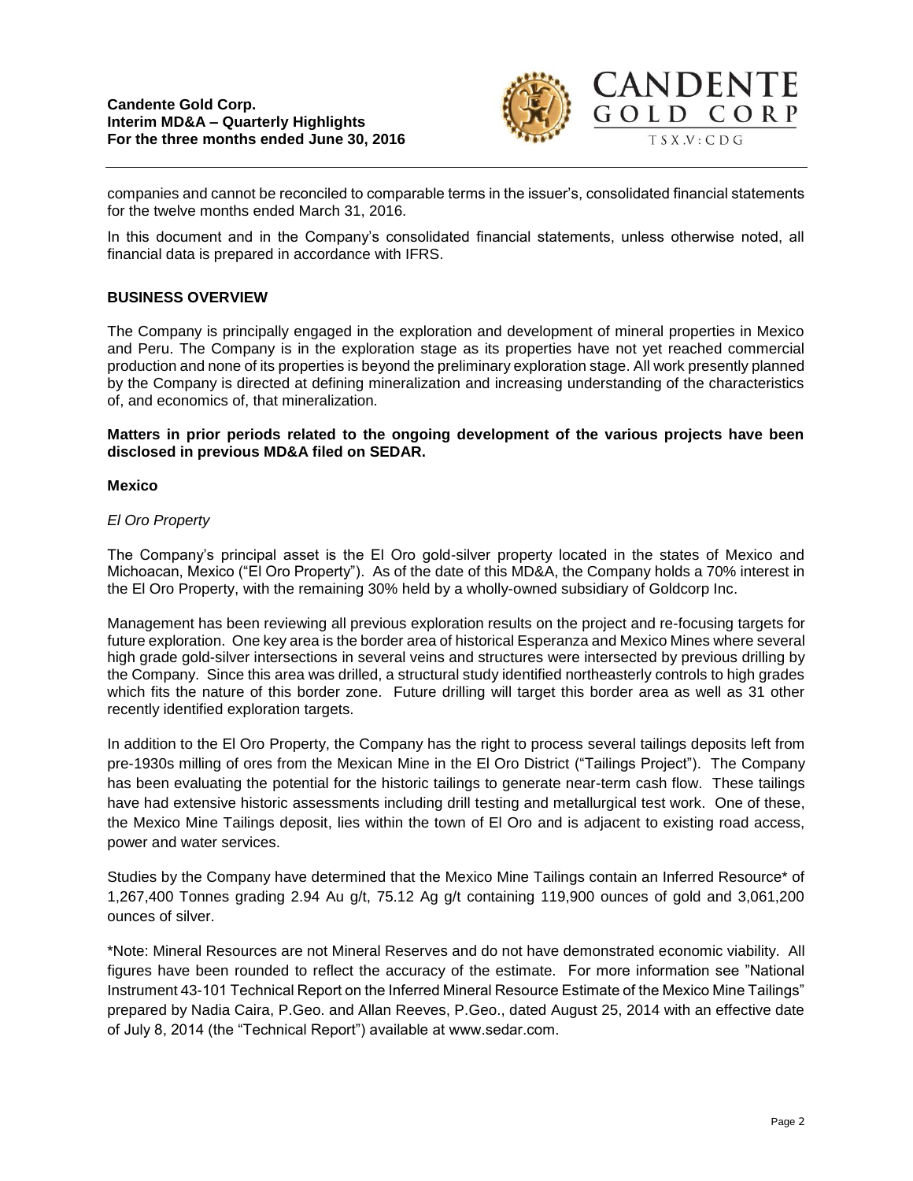companies and cannot be reconciled to comparable terms in the issuer's, consolidated financial statements for the twelve months ended March 31, 2016.

In this document and in the Company's consolidated financial statements, unless otherwise noted, all financial data is prepared in accordance with IFRS.

## BUSINESS OVERVIEW

The Company is principally engaged in the exploration and development of mineral properties in Mexico and Peru. The Company is in the exploration stage as its properties have not yet reached commercial production and none of its properties is beyond the preliminary exploration stage. All work presently planned by the Company is directed at defining mineralization and increasing understanding of the characteristics of, and economics of, that mineralization.

**Matters in prior periods related to the ongoing development of the various projects have been disclosed in previous MD&A filed on SEDAR.**

### Mexico

*El Oro Property*

The Company's principal asset is the El Oro gold-silver property located in the states of Mexico and Michoacan, Mexico ("El Oro Property"). As of the date of this MD&A, the Company holds a 70% interest in the El Oro Property, with the remaining 30% held by a wholly-owned subsidiary of Goldcorp Inc.

Management has been reviewing all previous exploration results on the project and re-focusing targets for future exploration. One key area is the border area of historical Esperanza and Mexico Mines where several high grade gold-silver intersections in several veins and structures were intersected by previous drilling by the Company. Since this area was drilled, a structural study identified northeasterly controls to high grades which fits the nature of this border zone. Future drilling will target this border area as well as 31 other recently identified exploration targets.

In addition to the El Oro Property, the Company has the right to process several tailings deposits left from pre-1930s milling of ores from the Mexican Mine in the El Oro District ("Tailings Project"). The Company has been evaluating the potential for the historic tailings to generate near-term cash flow. These tailings have had extensive historic assessments including drill testing and metallurgical test work. One of these, the Mexico Mine Tailings deposit, lies within the town of El Oro and is adjacent to existing road access, power and water services.

Studies by the Company have determined that the Mexico Mine Tailings contain an Inferred Resource* of 1,267,400 Tonnes grading 2.94 Au g/t, 75.12 Ag g/t containing 119,900 ounces of gold and 3,061,200 ounces of silver.

*Note: Mineral Resources are not Mineral Reserves and do not have demonstrated economic viability. All figures have been rounded to reflect the accuracy of the estimate. For more information see "National Instrument 43-101 Technical Report on the Inferred Mineral Resource Estimate of the Mexico Mine Tailings" prepared by Nadia Caira, P.Geo. and Allan Reeves, P.Geo., dated August 25, 2014 with an effective date of July 8, 2014 (the "Technical Report") available at www.sedar.com.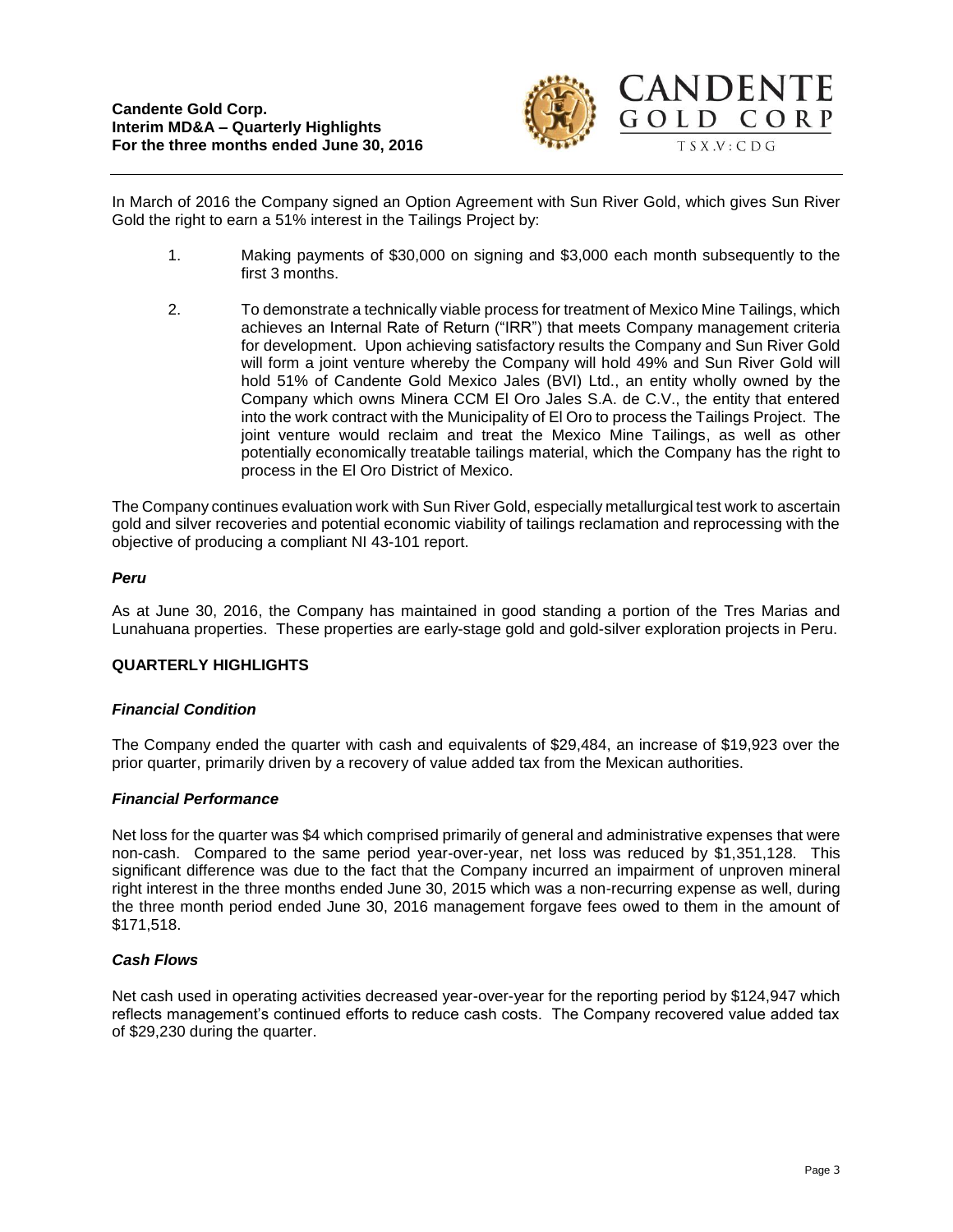In March of 2016 the Company signed an Option Agreement with Sun River Gold, which gives Sun River Gold the right to earn a 51% interest in the Tailings Project by:

1. Making payments of $30,000 on signing and $3,000 each month subsequently to the first 3 months.
2. To demonstrate a technically viable process for treatment of Mexico Mine Tailings, which achieves an Internal Rate of Return ("IRR") that meets Company management criteria for development. Upon achieving satisfactory results the Company and Sun River Gold will form a joint venture whereby the Company will hold 49% and Sun River Gold will hold 51% of Candente Gold Mexico Jales (BVI) Ltd., an entity wholly owned by the Company which owns Minera CCM El Oro Jales S.A. de C.V., the entity that entered into the work contract with the Municipality of El Oro to process the Tailings Project. The joint venture would reclaim and treat the Mexico Mine Tailings, as well as other potentially economically treatable tailings material, which the Company has the right to process in the El Oro District of Mexico.

The Company continues evaluation work with Sun River Gold, especially metallurgical test work to ascertain gold and silver recoveries and potential economic viability of tailings reclamation and reprocessing with the objective of producing a compliant NI 43-101 report.

### *Peru*

As at June 30, 2016, the Company has maintained in good standing a portion of the Tres Marias and Lunahuana properties. These properties are early-stage gold and gold-silver exploration projects in Peru.

## QUARTERLY HIGHLIGHTS

### *Financial Condition*

The Company ended the quarter with cash and equivalents of $29,484, an increase of $19,923 over the prior quarter, primarily driven by a recovery of value added tax from the Mexican authorities.

### *Financial Performance*

Net loss for the quarter was $4 which comprised primarily of general and administrative expenses that were non-cash. Compared to the same period year-over-year, net loss was reduced by $1,351,128. This significant difference was due to the fact that the Company incurred an impairment of unproven mineral right interest in the three months ended June 30, 2015 which was a non-recurring expense as well, during the three month period ended June 30, 2016 management forgave fees owed to them in the amount of $171,518.

### *Cash Flows*

Net cash used in operating activities decreased year-over-year for the reporting period by $124,947 which reflects management's continued efforts to reduce cash costs. The Company recovered value added tax of $29,230 during the quarter.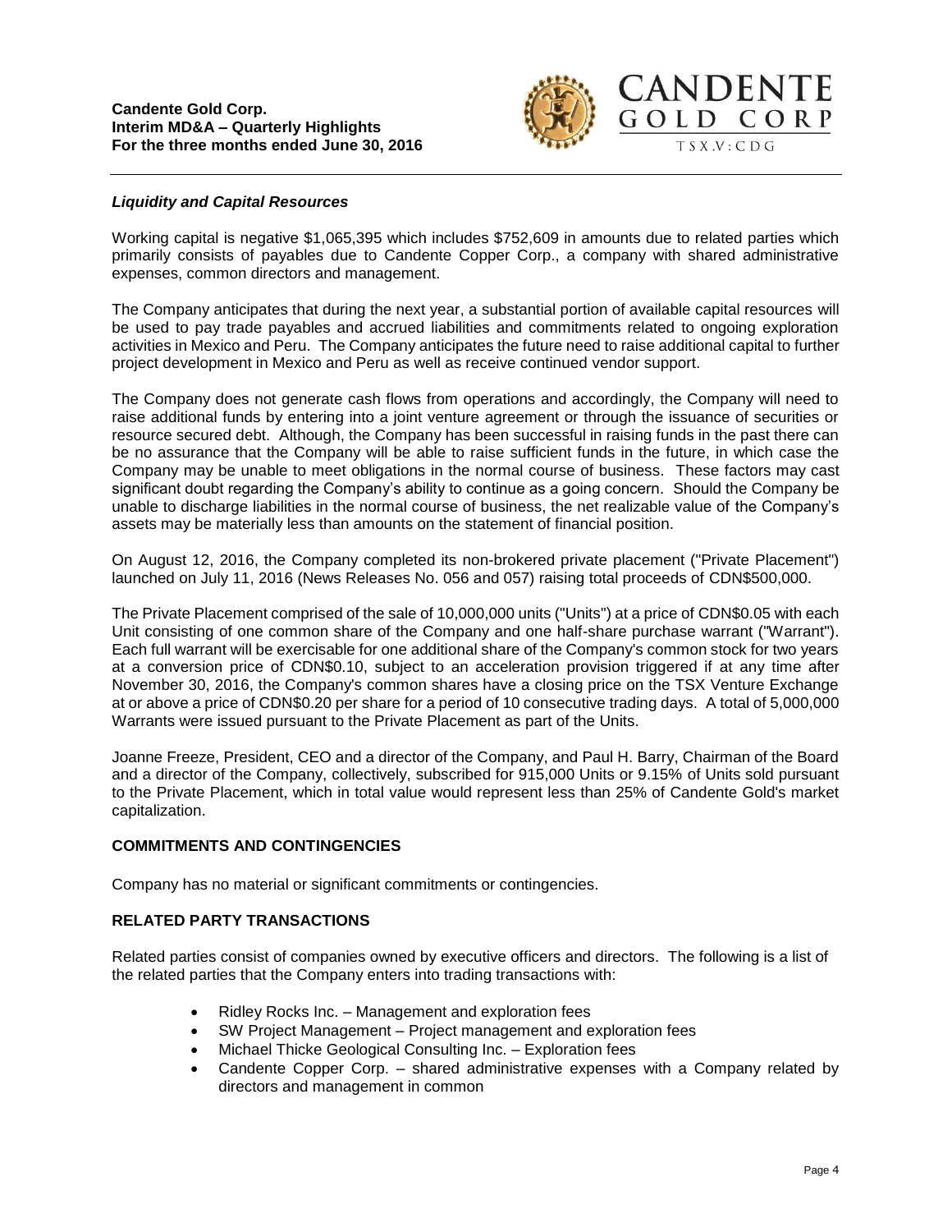### *Liquidity and Capital Resources*

Working capital is negative $1,065,395 which includes $752,609 in amounts due to related parties which primarily consists of payables due to Candente Copper Corp., a company with shared administrative expenses, common directors and management.

The Company anticipates that during the next year, a substantial portion of available capital resources will be used to pay trade payables and accrued liabilities and commitments related to ongoing exploration activities in Mexico and Peru. The Company anticipates the future need to raise additional capital to further project development in Mexico and Peru as well as receive continued vendor support.

The Company does not generate cash flows from operations and accordingly, the Company will need to raise additional funds by entering into a joint venture agreement or through the issuance of securities or resource secured debt. Although, the Company has been successful in raising funds in the past there can be no assurance that the Company will be able to raise sufficient funds in the future, in which case the Company may be unable to meet obligations in the normal course of business. These factors may cast significant doubt regarding the Company's ability to continue as a going concern. Should the Company be unable to discharge liabilities in the normal course of business, the net realizable value of the Company's assets may be materially less than amounts on the statement of financial position.

On August 12, 2016, the Company completed its non-brokered private placement ("Private Placement") launched on July 11, 2016 (News Releases No. 056 and 057) raising total proceeds of CDN$500,000.

The Private Placement comprised of the sale of 10,000,000 units ("Units") at a price of CDN$0.05 with each Unit consisting of one common share of the Company and one half-share purchase warrant ("Warrant"). Each full warrant will be exercisable for one additional share of the Company's common stock for two years at a conversion price of CDN$0.10, subject to an acceleration provision triggered if at any time after November 30, 2016, the Company's common shares have a closing price on the TSX Venture Exchange at or above a price of CDN$0.20 per share for a period of 10 consecutive trading days. A total of 5,000,000 Warrants were issued pursuant to the Private Placement as part of the Units.

Joanne Freeze, President, CEO and a director of the Company, and Paul H. Barry, Chairman of the Board and a director of the Company, collectively, subscribed for 915,000 Units or 9.15% of Units sold pursuant to the Private Placement, which in total value would represent less than 25% of Candente Gold's market capitalization.

## COMMITMENTS AND CONTINGENCIES

Company has no material or significant commitments or contingencies.

## RELATED PARTY TRANSACTIONS

Related parties consist of companies owned by executive officers and directors. The following is a list of the related parties that the Company enters into trading transactions with:

- Ridley Rocks Inc. – Management and exploration fees
- SW Project Management – Project management and exploration fees
- Michael Thicke Geological Consulting Inc. – Exploration fees
- Candente Copper Corp. – shared administrative expenses with a Company related by directors and management in common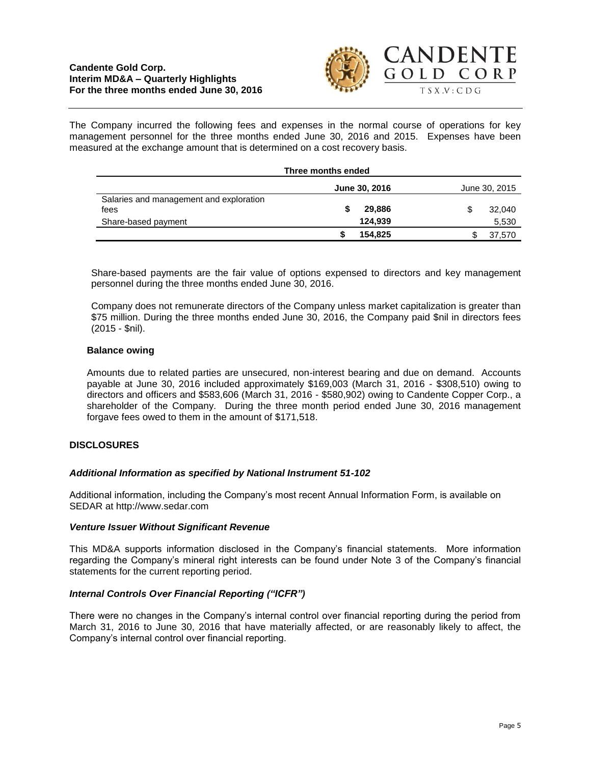The Company incurred the following fees and expenses in the normal course of operations for key management personnel for the three months ended June 30, 2016 and 2015. Expenses have been measured at the exchange amount that is determined on a cost recovery basis.

| | Three months ended | |
|---|---|---|
| | **June 30, 2016** | June 30, 2015 |
| Salaries and management and exploration fees | **$ 29,886** | $ 32,040 |
| Share-based payment | **124,939** | 5,530 |
| | **$ 154,825** | $ 37,570 |

Share-based payments are the fair value of options expensed to directors and key management personnel during the three months ended June 30, 2016.

Company does not remunerate directors of the Company unless market capitalization is greater than $75 million. During the three months ended June 30, 2016, the Company paid $nil in directors fees (2015 - $nil).

**Balance owing**

Amounts due to related parties are unsecured, non-interest bearing and due on demand. Accounts payable at June 30, 2016 included approximately $169,003 (March 31, 2016 - $308,510) owing to directors and officers and $583,606 (March 31, 2016 - $580,902) owing to Candente Copper Corp., a shareholder of the Company. During the three month period ended June 30, 2016 management forgave fees owed to them in the amount of $171,518.

## DISCLOSURES

### *Additional Information as specified by National Instrument 51-102*

Additional information, including the Company's most recent Annual Information Form, is available on SEDAR at http://www.sedar.com

### *Venture Issuer Without Significant Revenue*

This MD&A supports information disclosed in the Company's financial statements. More information regarding the Company's mineral right interests can be found under Note 3 of the Company's financial statements for the current reporting period.

### *Internal Controls Over Financial Reporting ("ICFR")*

There were no changes in the Company's internal control over financial reporting during the period from March 31, 2016 to June 30, 2016 that have materially affected, or are reasonably likely to affect, the Company's internal control over financial reporting.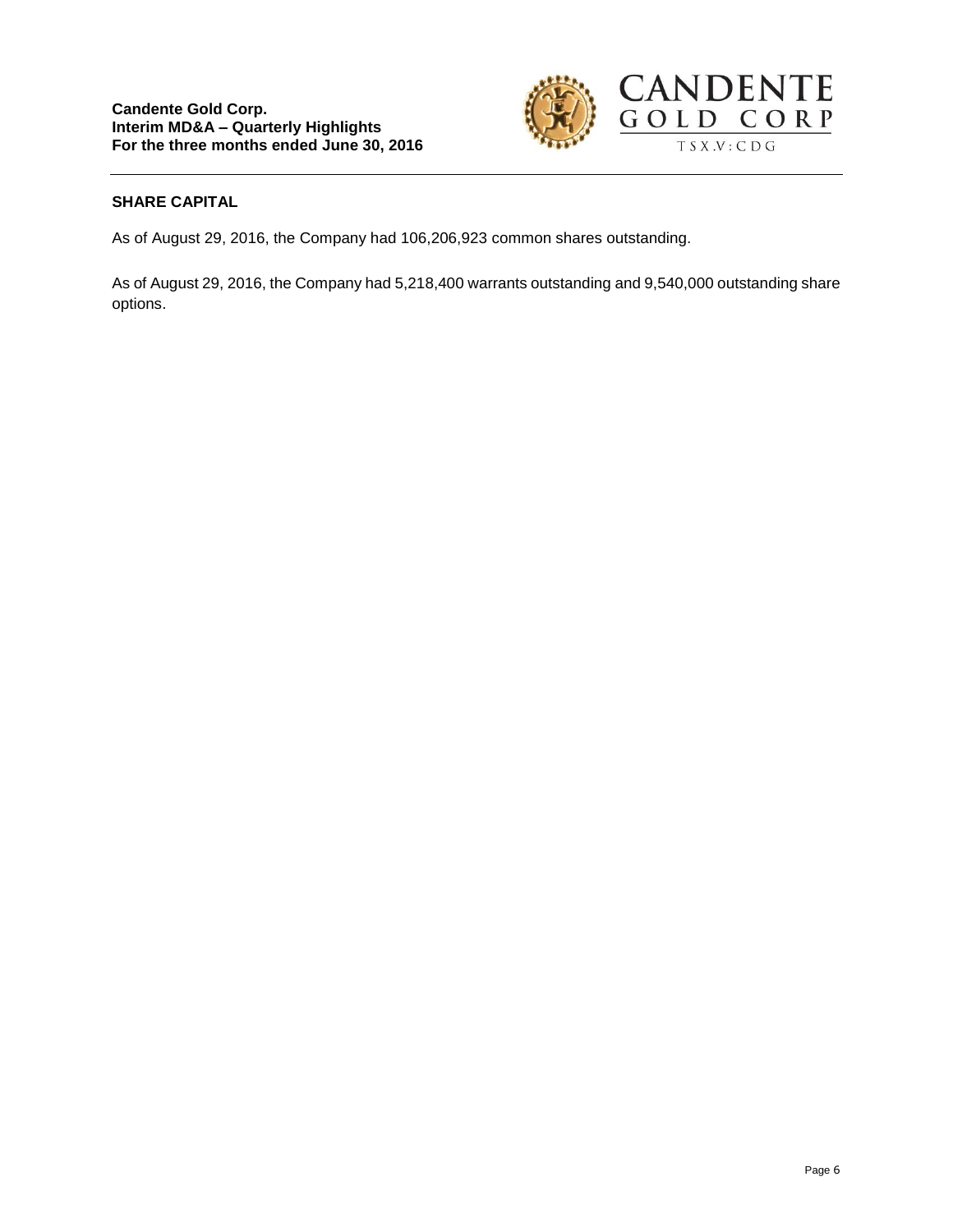## SHARE CAPITAL

As of August 29, 2016, the Company had 106,206,923 common shares outstanding.

As of August 29, 2016, the Company had 5,218,400 warrants outstanding and 9,540,000 outstanding share options.